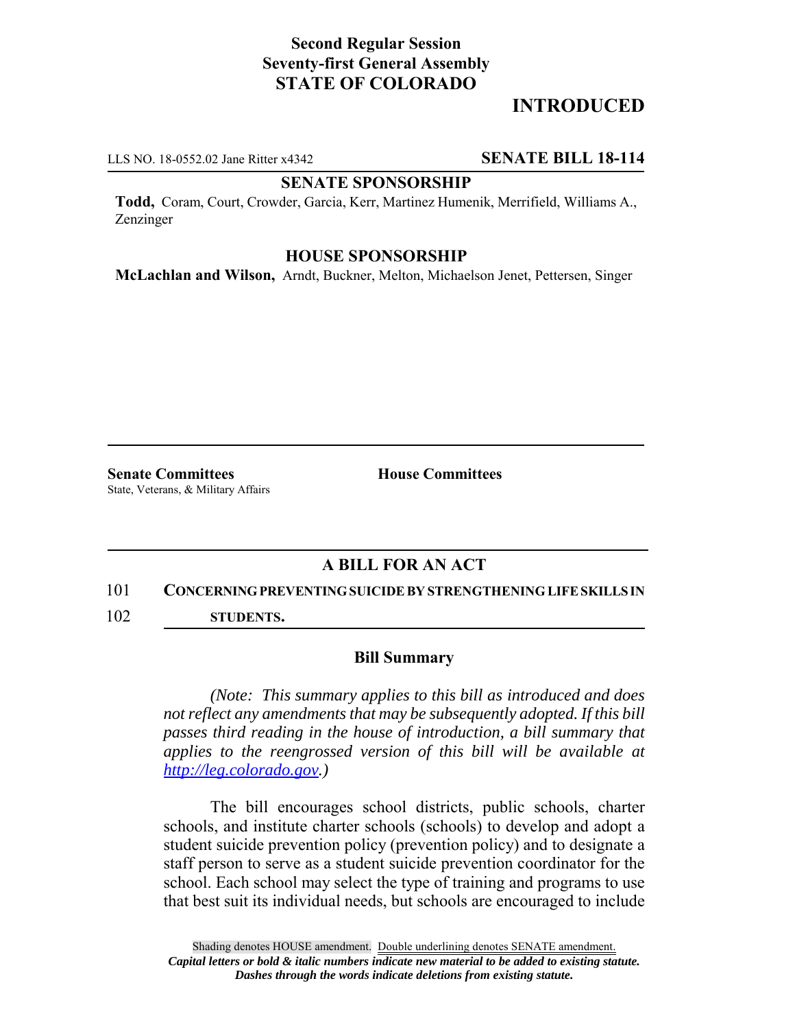**Second Regular Session**
**Seventy-first General Assembly**
**STATE OF COLORADO**

# INTRODUCED

LLS NO. 18-0552.02 Jane Ritter x4342 **SENATE BILL 18-114**

**SENATE SPONSORSHIP**

**Todd,** Coram, Court, Crowder, Garcia, Kerr, Martinez Humenik, Merrifield, Williams A., Zenzinger

**HOUSE SPONSORSHIP**

**McLachlan and Wilson,** Arndt, Buckner, Melton, Michaelson Jenet, Pettersen, Singer

| **Senate Committees** | **House Committees** |
|---|---|
| State, Veterans, & Military Affairs | |

## A BILL FOR AN ACT

101 **CONCERNING PREVENTING SUICIDE BY STRENGTHENING LIFE SKILLS IN**
102 **STUDENTS.**

### Bill Summary

*(Note: This summary applies to this bill as introduced and does not reflect any amendments that may be subsequently adopted. If this bill passes third reading in the house of introduction, a bill summary that applies to the reengrossed version of this bill will be available at http://leg.colorado.gov.)*

The bill encourages school districts, public schools, charter schools, and institute charter schools (schools) to develop and adopt a student suicide prevention policy (prevention policy) and to designate a staff person to serve as a student suicide prevention coordinator for the school. Each school may select the type of training and programs to use that best suit its individual needs, but schools are encouraged to include

Shading denotes HOUSE amendment. Double underlining denotes SENATE amendment.
*Capital letters or bold & italic numbers indicate new material to be added to existing statute.*
*Dashes through the words indicate deletions from existing statute.*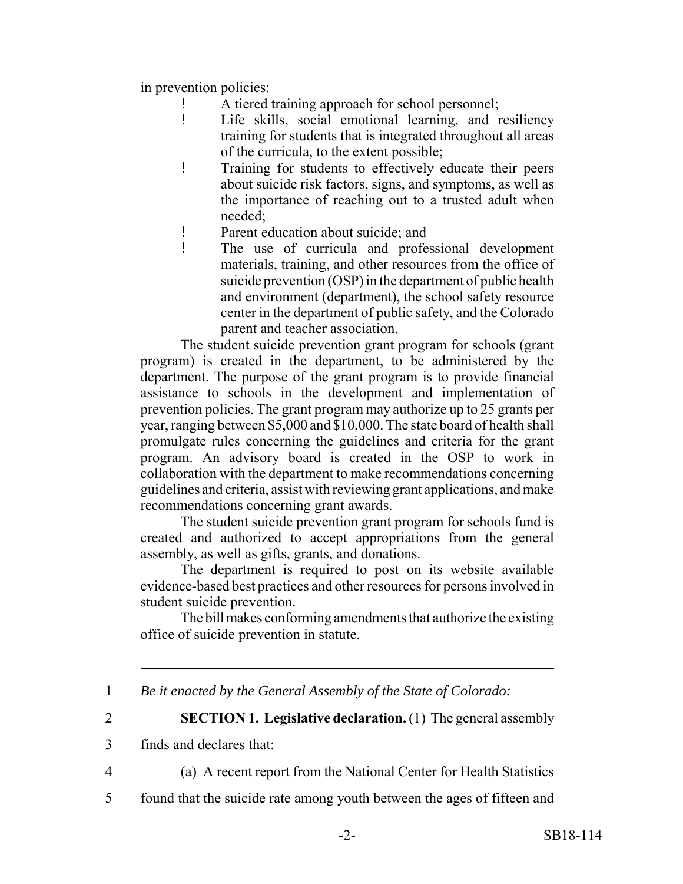in prevention policies:

- A tiered training approach for school personnel;
- Life skills, social emotional learning, and resiliency training for students that is integrated throughout all areas of the curricula, to the extent possible;
- Training for students to effectively educate their peers about suicide risk factors, signs, and symptoms, as well as the importance of reaching out to a trusted adult when needed;
- Parent education about suicide; and
- The use of curricula and professional development materials, training, and other resources from the office of suicide prevention (OSP) in the department of public health and environment (department), the school safety resource center in the department of public safety, and the Colorado parent and teacher association.

The student suicide prevention grant program for schools (grant program) is created in the department, to be administered by the department. The purpose of the grant program is to provide financial assistance to schools in the development and implementation of prevention policies. The grant program may authorize up to 25 grants per year, ranging between $5,000 and $10,000. The state board of health shall promulgate rules concerning the guidelines and criteria for the grant program. An advisory board is created in the OSP to work in collaboration with the department to make recommendations concerning guidelines and criteria, assist with reviewing grant applications, and make recommendations concerning grant awards.

The student suicide prevention grant program for schools fund is created and authorized to accept appropriations from the general assembly, as well as gifts, grants, and donations.

The department is required to post on its website available evidence-based best practices and other resources for persons involved in student suicide prevention.

The bill makes conforming amendments that authorize the existing office of suicide prevention in statute.

---

1 *Be it enacted by the General Assembly of the State of Colorado:*

2 **SECTION 1. Legislative declaration.** (1) The general assembly

3 finds and declares that:

4 (a) A recent report from the National Center for Health Statistics

5 found that the suicide rate among youth between the ages of fifteen and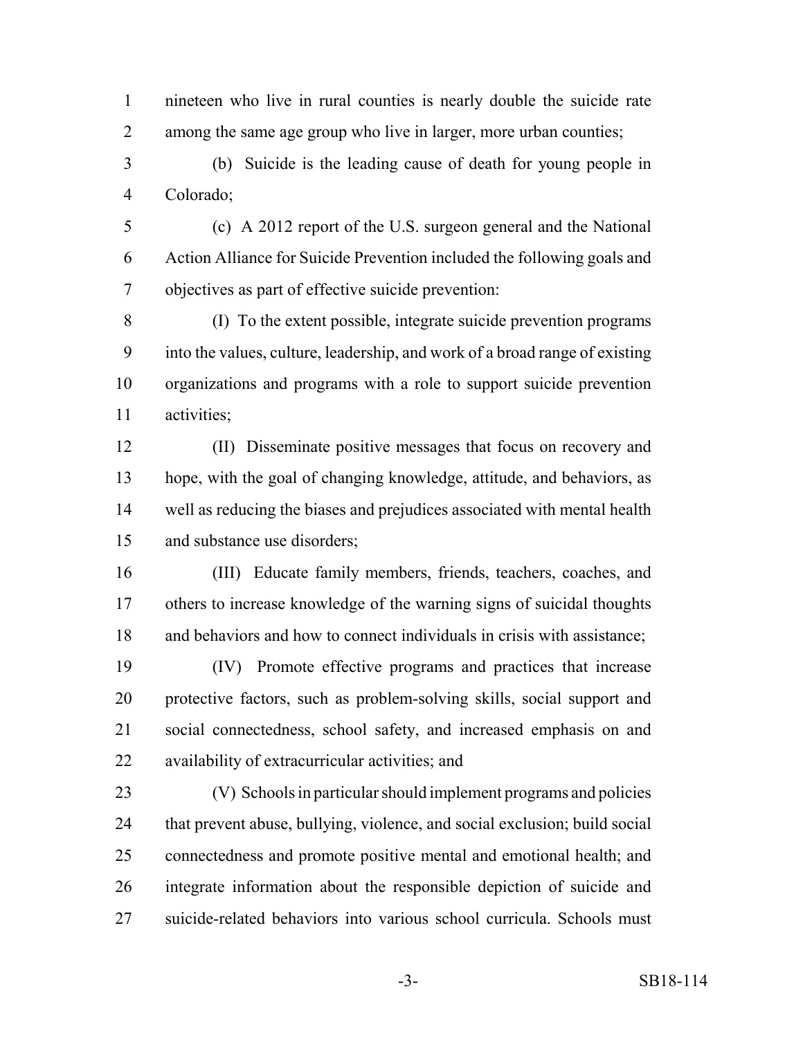nineteen who live in rural counties is nearly double the suicide rate among the same age group who live in larger, more urban counties;

(b) Suicide is the leading cause of death for young people in Colorado;

(c) A 2012 report of the U.S. surgeon general and the National Action Alliance for Suicide Prevention included the following goals and objectives as part of effective suicide prevention:

(I) To the extent possible, integrate suicide prevention programs into the values, culture, leadership, and work of a broad range of existing organizations and programs with a role to support suicide prevention activities;

(II) Disseminate positive messages that focus on recovery and hope, with the goal of changing knowledge, attitude, and behaviors, as well as reducing the biases and prejudices associated with mental health and substance use disorders;

(III) Educate family members, friends, teachers, coaches, and others to increase knowledge of the warning signs of suicidal thoughts and behaviors and how to connect individuals in crisis with assistance;

(IV) Promote effective programs and practices that increase protective factors, such as problem-solving skills, social support and social connectedness, school safety, and increased emphasis on and availability of extracurricular activities; and

(V) Schools in particular should implement programs and policies that prevent abuse, bullying, violence, and social exclusion; build social connectedness and promote positive mental and emotional health; and integrate information about the responsible depiction of suicide and suicide-related behaviors into various school curricula. Schools must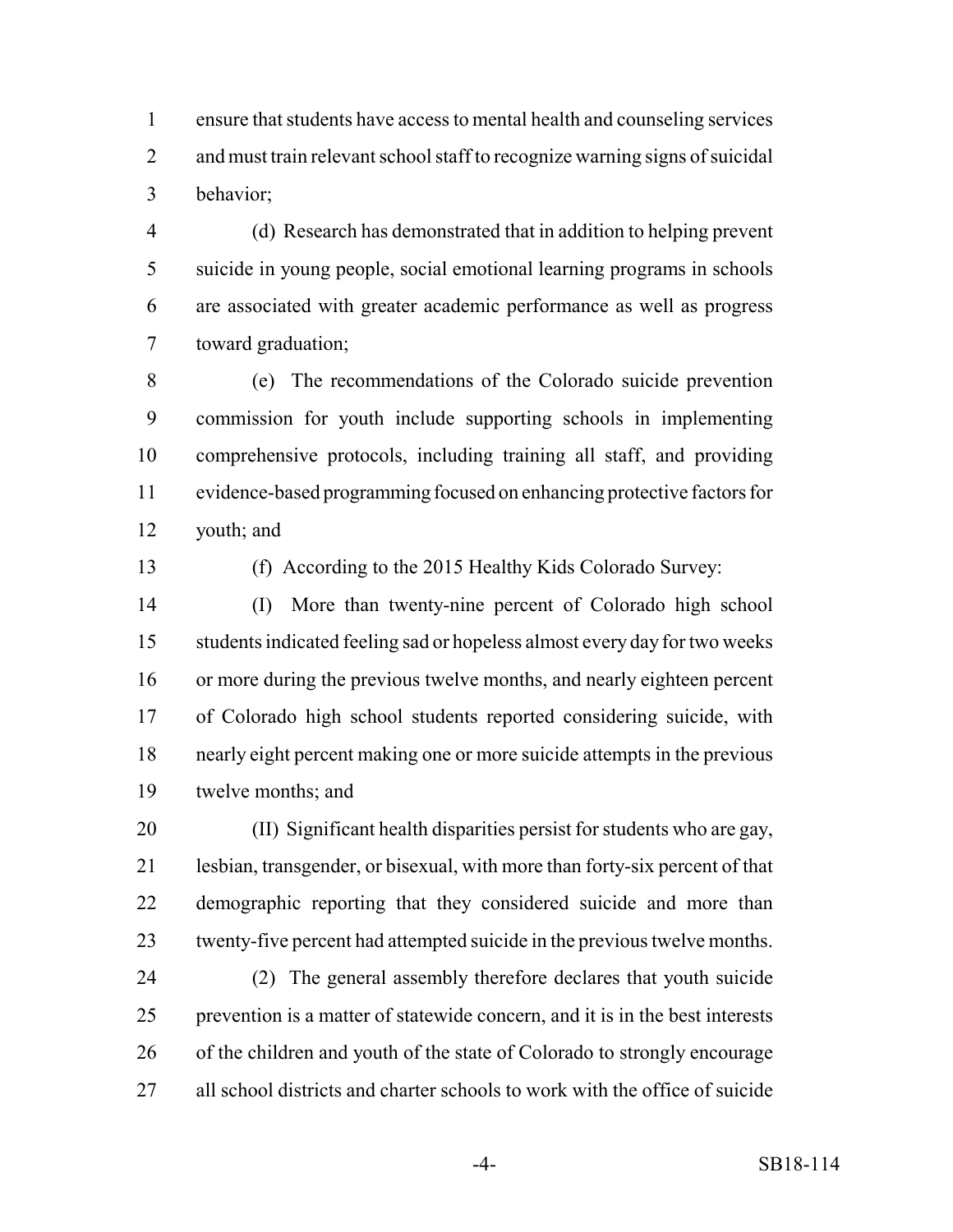ensure that students have access to mental health and counseling services and must train relevant school staff to recognize warning signs of suicidal behavior;

(d) Research has demonstrated that in addition to helping prevent suicide in young people, social emotional learning programs in schools are associated with greater academic performance as well as progress toward graduation;

(e) The recommendations of the Colorado suicide prevention commission for youth include supporting schools in implementing comprehensive protocols, including training all staff, and providing evidence-based programming focused on enhancing protective factors for youth; and

(f) According to the 2015 Healthy Kids Colorado Survey:

(I) More than twenty-nine percent of Colorado high school students indicated feeling sad or hopeless almost every day for two weeks or more during the previous twelve months, and nearly eighteen percent of Colorado high school students reported considering suicide, with nearly eight percent making one or more suicide attempts in the previous twelve months; and

(II) Significant health disparities persist for students who are gay, lesbian, transgender, or bisexual, with more than forty-six percent of that demographic reporting that they considered suicide and more than twenty-five percent had attempted suicide in the previous twelve months.

(2) The general assembly therefore declares that youth suicide prevention is a matter of statewide concern, and it is in the best interests of the children and youth of the state of Colorado to strongly encourage all school districts and charter schools to work with the office of suicide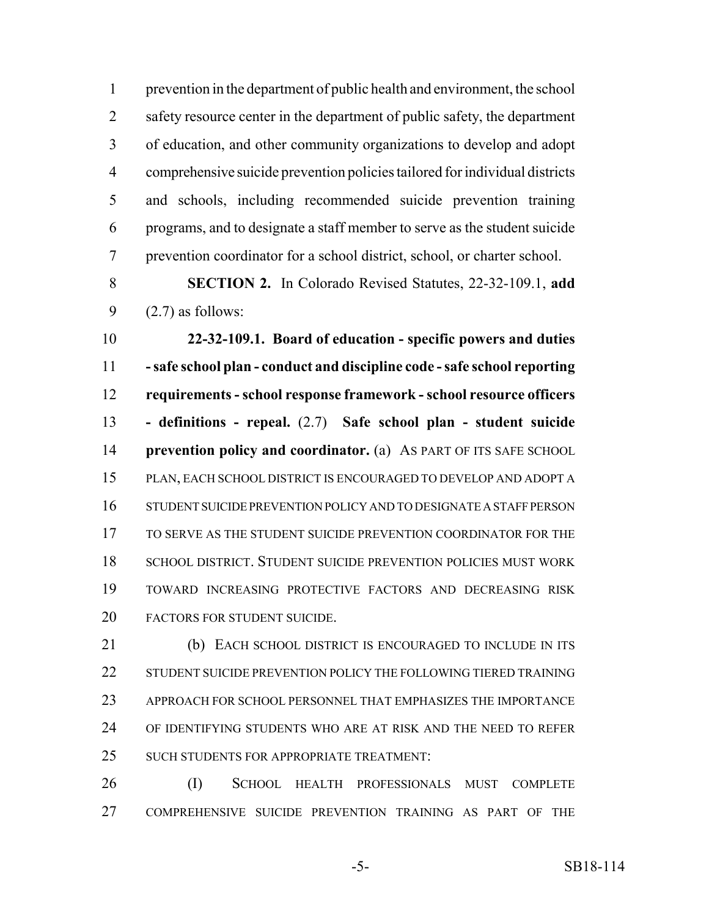prevention in the department of public health and environment, the school safety resource center in the department of public safety, the department of education, and other community organizations to develop and adopt comprehensive suicide prevention policies tailored for individual districts and schools, including recommended suicide prevention training programs, and to designate a staff member to serve as the student suicide prevention coordinator for a school district, school, or charter school.

**SECTION 2.** In Colorado Revised Statutes, 22-32-109.1, **add** (2.7) as follows:

**22-32-109.1. Board of education - specific powers and duties - safe school plan - conduct and discipline code - safe school reporting requirements - school response framework - school resource officers - definitions - repeal.** (2.7) **Safe school plan - student suicide prevention policy and coordinator.** (a) AS PART OF ITS SAFE SCHOOL PLAN, EACH SCHOOL DISTRICT IS ENCOURAGED TO DEVELOP AND ADOPT A STUDENT SUICIDE PREVENTION POLICY AND TO DESIGNATE A STAFF PERSON TO SERVE AS THE STUDENT SUICIDE PREVENTION COORDINATOR FOR THE SCHOOL DISTRICT. STUDENT SUICIDE PREVENTION POLICIES MUST WORK TOWARD INCREASING PROTECTIVE FACTORS AND DECREASING RISK FACTORS FOR STUDENT SUICIDE.

(b) EACH SCHOOL DISTRICT IS ENCOURAGED TO INCLUDE IN ITS STUDENT SUICIDE PREVENTION POLICY THE FOLLOWING TIERED TRAINING APPROACH FOR SCHOOL PERSONNEL THAT EMPHASIZES THE IMPORTANCE OF IDENTIFYING STUDENTS WHO ARE AT RISK AND THE NEED TO REFER SUCH STUDENTS FOR APPROPRIATE TREATMENT:

(I) SCHOOL HEALTH PROFESSIONALS MUST COMPLETE COMPREHENSIVE SUICIDE PREVENTION TRAINING AS PART OF THE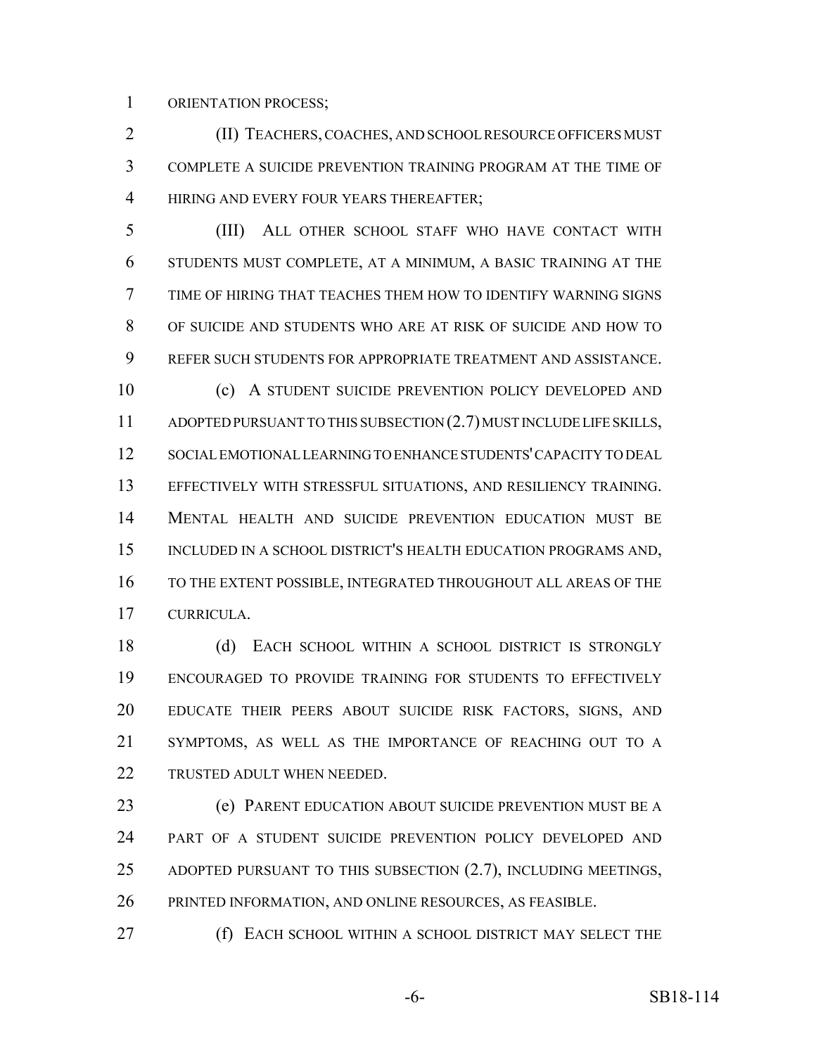ORIENTATION PROCESS;

(II) TEACHERS, COACHES, AND SCHOOL RESOURCE OFFICERS MUST COMPLETE A SUICIDE PREVENTION TRAINING PROGRAM AT THE TIME OF HIRING AND EVERY FOUR YEARS THEREAFTER;

(III) ALL OTHER SCHOOL STAFF WHO HAVE CONTACT WITH STUDENTS MUST COMPLETE, AT A MINIMUM, A BASIC TRAINING AT THE TIME OF HIRING THAT TEACHES THEM HOW TO IDENTIFY WARNING SIGNS OF SUICIDE AND STUDENTS WHO ARE AT RISK OF SUICIDE AND HOW TO REFER SUCH STUDENTS FOR APPROPRIATE TREATMENT AND ASSISTANCE.

(c) A STUDENT SUICIDE PREVENTION POLICY DEVELOPED AND ADOPTED PURSUANT TO THIS SUBSECTION (2.7) MUST INCLUDE LIFE SKILLS, SOCIAL EMOTIONAL LEARNING TO ENHANCE STUDENTS' CAPACITY TO DEAL EFFECTIVELY WITH STRESSFUL SITUATIONS, AND RESILIENCY TRAINING. MENTAL HEALTH AND SUICIDE PREVENTION EDUCATION MUST BE INCLUDED IN A SCHOOL DISTRICT'S HEALTH EDUCATION PROGRAMS AND, TO THE EXTENT POSSIBLE, INTEGRATED THROUGHOUT ALL AREAS OF THE CURRICULA.

(d) EACH SCHOOL WITHIN A SCHOOL DISTRICT IS STRONGLY ENCOURAGED TO PROVIDE TRAINING FOR STUDENTS TO EFFECTIVELY EDUCATE THEIR PEERS ABOUT SUICIDE RISK FACTORS, SIGNS, AND SYMPTOMS, AS WELL AS THE IMPORTANCE OF REACHING OUT TO A TRUSTED ADULT WHEN NEEDED.

(e) PARENT EDUCATION ABOUT SUICIDE PREVENTION MUST BE A PART OF A STUDENT SUICIDE PREVENTION POLICY DEVELOPED AND ADOPTED PURSUANT TO THIS SUBSECTION (2.7), INCLUDING MEETINGS, PRINTED INFORMATION, AND ONLINE RESOURCES, AS FEASIBLE.

(f) EACH SCHOOL WITHIN A SCHOOL DISTRICT MAY SELECT THE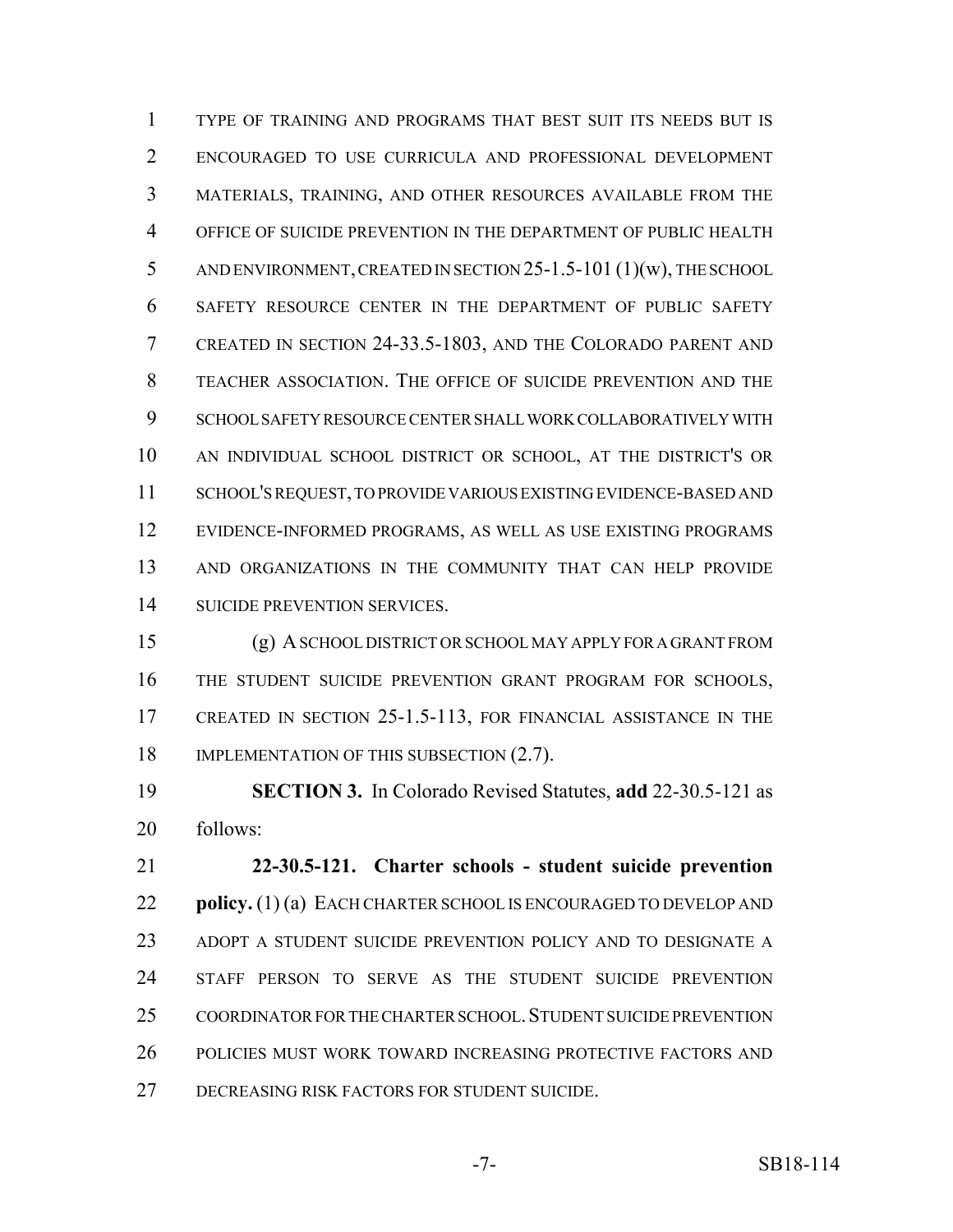TYPE OF TRAINING AND PROGRAMS THAT BEST SUIT ITS NEEDS BUT IS ENCOURAGED TO USE CURRICULA AND PROFESSIONAL DEVELOPMENT MATERIALS, TRAINING, AND OTHER RESOURCES AVAILABLE FROM THE OFFICE OF SUICIDE PREVENTION IN THE DEPARTMENT OF PUBLIC HEALTH AND ENVIRONMENT, CREATED IN SECTION 25-1.5-101 (1)(w), THE SCHOOL SAFETY RESOURCE CENTER IN THE DEPARTMENT OF PUBLIC SAFETY CREATED IN SECTION 24-33.5-1803, AND THE COLORADO PARENT AND TEACHER ASSOCIATION. THE OFFICE OF SUICIDE PREVENTION AND THE SCHOOL SAFETY RESOURCE CENTER SHALL WORK COLLABORATIVELY WITH AN INDIVIDUAL SCHOOL DISTRICT OR SCHOOL, AT THE DISTRICT'S OR SCHOOL'S REQUEST, TO PROVIDE VARIOUS EXISTING EVIDENCE-BASED AND EVIDENCE-INFORMED PROGRAMS, AS WELL AS USE EXISTING PROGRAMS AND ORGANIZATIONS IN THE COMMUNITY THAT CAN HELP PROVIDE SUICIDE PREVENTION SERVICES.

(g) A SCHOOL DISTRICT OR SCHOOL MAY APPLY FOR A GRANT FROM THE STUDENT SUICIDE PREVENTION GRANT PROGRAM FOR SCHOOLS, CREATED IN SECTION 25-1.5-113, FOR FINANCIAL ASSISTANCE IN THE IMPLEMENTATION OF THIS SUBSECTION (2.7).

**SECTION 3.** In Colorado Revised Statutes, **add** 22-30.5-121 as follows:

**22-30.5-121. Charter schools - student suicide prevention policy.** (1) (a) EACH CHARTER SCHOOL IS ENCOURAGED TO DEVELOP AND ADOPT A STUDENT SUICIDE PREVENTION POLICY AND TO DESIGNATE A STAFF PERSON TO SERVE AS THE STUDENT SUICIDE PREVENTION COORDINATOR FOR THE CHARTER SCHOOL. STUDENT SUICIDE PREVENTION POLICIES MUST WORK TOWARD INCREASING PROTECTIVE FACTORS AND DECREASING RISK FACTORS FOR STUDENT SUICIDE.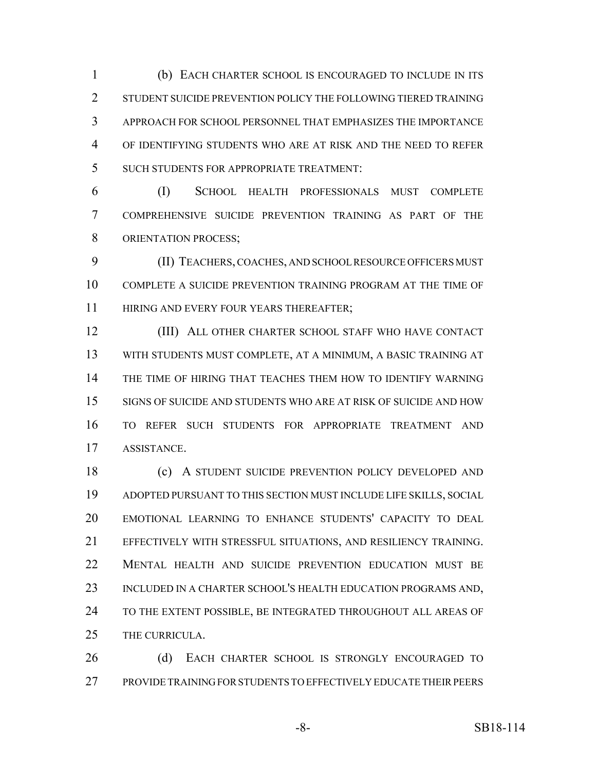(b) EACH CHARTER SCHOOL IS ENCOURAGED TO INCLUDE IN ITS STUDENT SUICIDE PREVENTION POLICY THE FOLLOWING TIERED TRAINING APPROACH FOR SCHOOL PERSONNEL THAT EMPHASIZES THE IMPORTANCE OF IDENTIFYING STUDENTS WHO ARE AT RISK AND THE NEED TO REFER SUCH STUDENTS FOR APPROPRIATE TREATMENT:

(I) SCHOOL HEALTH PROFESSIONALS MUST COMPLETE COMPREHENSIVE SUICIDE PREVENTION TRAINING AS PART OF THE ORIENTATION PROCESS;

(II) TEACHERS, COACHES, AND SCHOOL RESOURCE OFFICERS MUST COMPLETE A SUICIDE PREVENTION TRAINING PROGRAM AT THE TIME OF HIRING AND EVERY FOUR YEARS THEREAFTER;

(III) ALL OTHER CHARTER SCHOOL STAFF WHO HAVE CONTACT WITH STUDENTS MUST COMPLETE, AT A MINIMUM, A BASIC TRAINING AT THE TIME OF HIRING THAT TEACHES THEM HOW TO IDENTIFY WARNING SIGNS OF SUICIDE AND STUDENTS WHO ARE AT RISK OF SUICIDE AND HOW TO REFER SUCH STUDENTS FOR APPROPRIATE TREATMENT AND ASSISTANCE.

(c) A STUDENT SUICIDE PREVENTION POLICY DEVELOPED AND ADOPTED PURSUANT TO THIS SECTION MUST INCLUDE LIFE SKILLS, SOCIAL EMOTIONAL LEARNING TO ENHANCE STUDENTS' CAPACITY TO DEAL EFFECTIVELY WITH STRESSFUL SITUATIONS, AND RESILIENCY TRAINING. MENTAL HEALTH AND SUICIDE PREVENTION EDUCATION MUST BE INCLUDED IN A CHARTER SCHOOL'S HEALTH EDUCATION PROGRAMS AND, TO THE EXTENT POSSIBLE, BE INTEGRATED THROUGHOUT ALL AREAS OF THE CURRICULA.

(d) EACH CHARTER SCHOOL IS STRONGLY ENCOURAGED TO PROVIDE TRAINING FOR STUDENTS TO EFFECTIVELY EDUCATE THEIR PEERS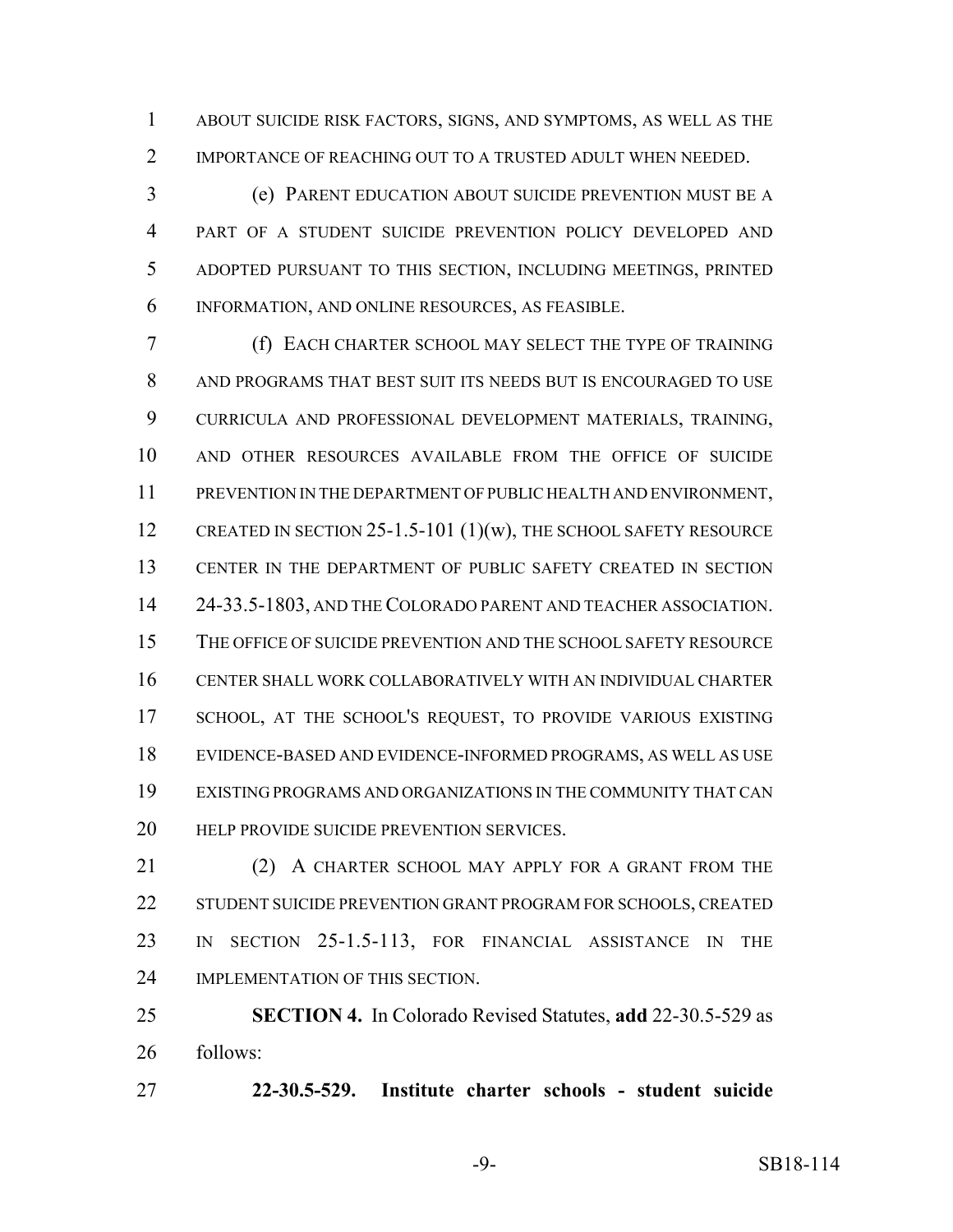ABOUT SUICIDE RISK FACTORS, SIGNS, AND SYMPTOMS, AS WELL AS THE IMPORTANCE OF REACHING OUT TO A TRUSTED ADULT WHEN NEEDED.

(e) PARENT EDUCATION ABOUT SUICIDE PREVENTION MUST BE A PART OF A STUDENT SUICIDE PREVENTION POLICY DEVELOPED AND ADOPTED PURSUANT TO THIS SECTION, INCLUDING MEETINGS, PRINTED INFORMATION, AND ONLINE RESOURCES, AS FEASIBLE.

(f) EACH CHARTER SCHOOL MAY SELECT THE TYPE OF TRAINING AND PROGRAMS THAT BEST SUIT ITS NEEDS BUT IS ENCOURAGED TO USE CURRICULA AND PROFESSIONAL DEVELOPMENT MATERIALS, TRAINING, AND OTHER RESOURCES AVAILABLE FROM THE OFFICE OF SUICIDE PREVENTION IN THE DEPARTMENT OF PUBLIC HEALTH AND ENVIRONMENT, CREATED IN SECTION 25-1.5-101 (1)(w), THE SCHOOL SAFETY RESOURCE CENTER IN THE DEPARTMENT OF PUBLIC SAFETY CREATED IN SECTION 24-33.5-1803, AND THE COLORADO PARENT AND TEACHER ASSOCIATION. THE OFFICE OF SUICIDE PREVENTION AND THE SCHOOL SAFETY RESOURCE CENTER SHALL WORK COLLABORATIVELY WITH AN INDIVIDUAL CHARTER SCHOOL, AT THE SCHOOL'S REQUEST, TO PROVIDE VARIOUS EXISTING EVIDENCE-BASED AND EVIDENCE-INFORMED PROGRAMS, AS WELL AS USE EXISTING PROGRAMS AND ORGANIZATIONS IN THE COMMUNITY THAT CAN HELP PROVIDE SUICIDE PREVENTION SERVICES.

(2) A CHARTER SCHOOL MAY APPLY FOR A GRANT FROM THE STUDENT SUICIDE PREVENTION GRANT PROGRAM FOR SCHOOLS, CREATED IN SECTION 25-1.5-113, FOR FINANCIAL ASSISTANCE IN THE IMPLEMENTATION OF THIS SECTION.

**SECTION 4.** In Colorado Revised Statutes, **add** 22-30.5-529 as follows:

**22-30.5-529. Institute charter schools - student suicide**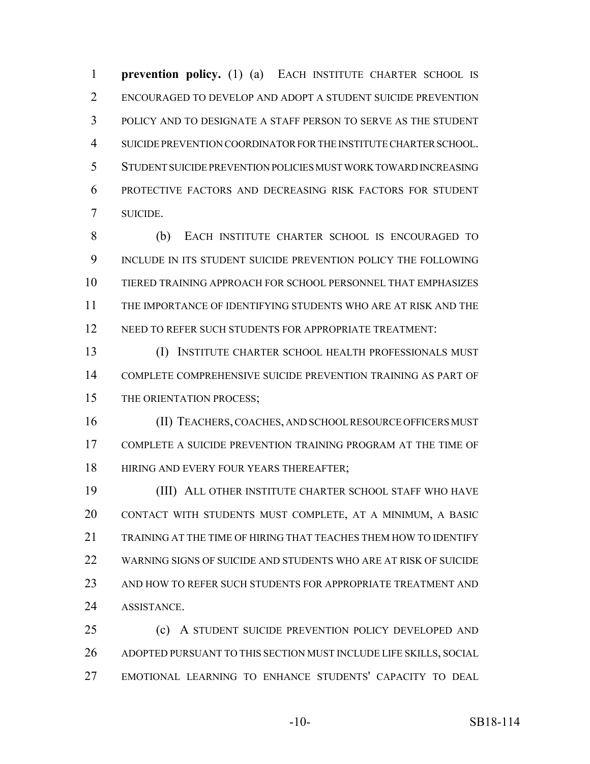**prevention policy.** (1) (a) EACH INSTITUTE CHARTER SCHOOL IS ENCOURAGED TO DEVELOP AND ADOPT A STUDENT SUICIDE PREVENTION POLICY AND TO DESIGNATE A STAFF PERSON TO SERVE AS THE STUDENT SUICIDE PREVENTION COORDINATOR FOR THE INSTITUTE CHARTER SCHOOL. STUDENT SUICIDE PREVENTION POLICIES MUST WORK TOWARD INCREASING PROTECTIVE FACTORS AND DECREASING RISK FACTORS FOR STUDENT SUICIDE.

(b) EACH INSTITUTE CHARTER SCHOOL IS ENCOURAGED TO INCLUDE IN ITS STUDENT SUICIDE PREVENTION POLICY THE FOLLOWING TIERED TRAINING APPROACH FOR SCHOOL PERSONNEL THAT EMPHASIZES THE IMPORTANCE OF IDENTIFYING STUDENTS WHO ARE AT RISK AND THE NEED TO REFER SUCH STUDENTS FOR APPROPRIATE TREATMENT:

(I) INSTITUTE CHARTER SCHOOL HEALTH PROFESSIONALS MUST COMPLETE COMPREHENSIVE SUICIDE PREVENTION TRAINING AS PART OF THE ORIENTATION PROCESS;

(II) TEACHERS, COACHES, AND SCHOOL RESOURCE OFFICERS MUST COMPLETE A SUICIDE PREVENTION TRAINING PROGRAM AT THE TIME OF HIRING AND EVERY FOUR YEARS THEREAFTER;

(III) ALL OTHER INSTITUTE CHARTER SCHOOL STAFF WHO HAVE CONTACT WITH STUDENTS MUST COMPLETE, AT A MINIMUM, A BASIC TRAINING AT THE TIME OF HIRING THAT TEACHES THEM HOW TO IDENTIFY WARNING SIGNS OF SUICIDE AND STUDENTS WHO ARE AT RISK OF SUICIDE AND HOW TO REFER SUCH STUDENTS FOR APPROPRIATE TREATMENT AND ASSISTANCE.

(c) A STUDENT SUICIDE PREVENTION POLICY DEVELOPED AND ADOPTED PURSUANT TO THIS SECTION MUST INCLUDE LIFE SKILLS, SOCIAL EMOTIONAL LEARNING TO ENHANCE STUDENTS' CAPACITY TO DEAL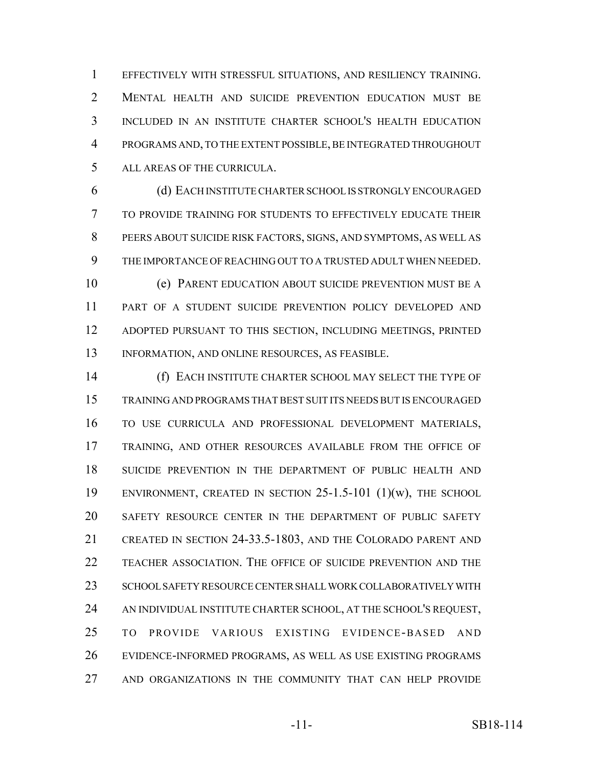EFFECTIVELY WITH STRESSFUL SITUATIONS, AND RESILIENCY TRAINING. MENTAL HEALTH AND SUICIDE PREVENTION EDUCATION MUST BE INCLUDED IN AN INSTITUTE CHARTER SCHOOL'S HEALTH EDUCATION PROGRAMS AND, TO THE EXTENT POSSIBLE, BE INTEGRATED THROUGHOUT ALL AREAS OF THE CURRICULA.

(d) EACH INSTITUTE CHARTER SCHOOL IS STRONGLY ENCOURAGED TO PROVIDE TRAINING FOR STUDENTS TO EFFECTIVELY EDUCATE THEIR PEERS ABOUT SUICIDE RISK FACTORS, SIGNS, AND SYMPTOMS, AS WELL AS THE IMPORTANCE OF REACHING OUT TO A TRUSTED ADULT WHEN NEEDED.

(e) PARENT EDUCATION ABOUT SUICIDE PREVENTION MUST BE A PART OF A STUDENT SUICIDE PREVENTION POLICY DEVELOPED AND ADOPTED PURSUANT TO THIS SECTION, INCLUDING MEETINGS, PRINTED INFORMATION, AND ONLINE RESOURCES, AS FEASIBLE.

(f) EACH INSTITUTE CHARTER SCHOOL MAY SELECT THE TYPE OF TRAINING AND PROGRAMS THAT BEST SUIT ITS NEEDS BUT IS ENCOURAGED TO USE CURRICULA AND PROFESSIONAL DEVELOPMENT MATERIALS, TRAINING, AND OTHER RESOURCES AVAILABLE FROM THE OFFICE OF SUICIDE PREVENTION IN THE DEPARTMENT OF PUBLIC HEALTH AND ENVIRONMENT, CREATED IN SECTION 25-1.5-101 (1)(w), THE SCHOOL SAFETY RESOURCE CENTER IN THE DEPARTMENT OF PUBLIC SAFETY CREATED IN SECTION 24-33.5-1803, AND THE COLORADO PARENT AND TEACHER ASSOCIATION. THE OFFICE OF SUICIDE PREVENTION AND THE SCHOOL SAFETY RESOURCE CENTER SHALL WORK COLLABORATIVELY WITH AN INDIVIDUAL INSTITUTE CHARTER SCHOOL, AT THE SCHOOL'S REQUEST, TO PROVIDE VARIOUS EXISTING EVIDENCE-BASED AND EVIDENCE-INFORMED PROGRAMS, AS WELL AS USE EXISTING PROGRAMS AND ORGANIZATIONS IN THE COMMUNITY THAT CAN HELP PROVIDE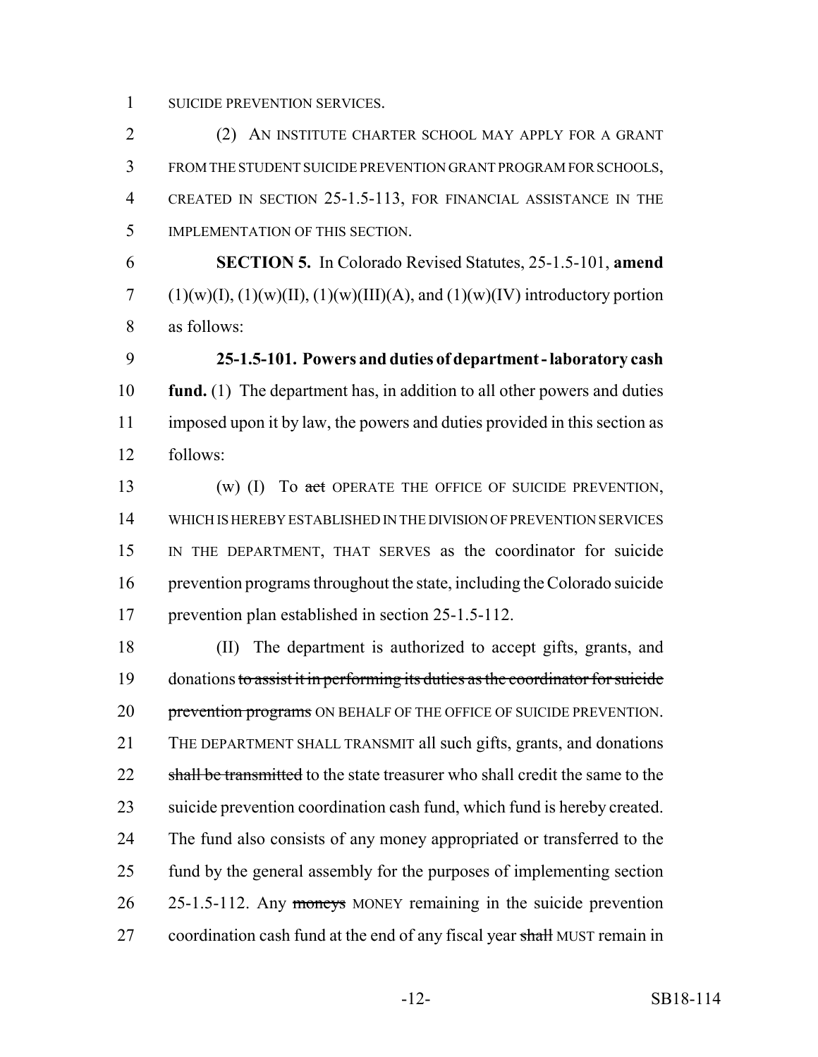SUICIDE PREVENTION SERVICES.

(2) AN INSTITUTE CHARTER SCHOOL MAY APPLY FOR A GRANT FROM THE STUDENT SUICIDE PREVENTION GRANT PROGRAM FOR SCHOOLS, CREATED IN SECTION 25-1.5-113, FOR FINANCIAL ASSISTANCE IN THE IMPLEMENTATION OF THIS SECTION.

**SECTION 5.** In Colorado Revised Statutes, 25-1.5-101, **amend** (1)(w)(I), (1)(w)(II), (1)(w)(III)(A), and (1)(w)(IV) introductory portion as follows:

**25-1.5-101. Powers and duties of department - laboratory cash fund.** (1) The department has, in addition to all other powers and duties imposed upon it by law, the powers and duties provided in this section as follows:

(w) (I) To ~~act~~ OPERATE THE OFFICE OF SUICIDE PREVENTION, WHICH IS HEREBY ESTABLISHED IN THE DIVISION OF PREVENTION SERVICES IN THE DEPARTMENT, THAT SERVES as the coordinator for suicide prevention programs throughout the state, including the Colorado suicide prevention plan established in section 25-1.5-112.

(II) The department is authorized to accept gifts, grants, and donations ~~to assist it in performing its duties as the coordinator for suicide prevention programs~~ ON BEHALF OF THE OFFICE OF SUICIDE PREVENTION. THE DEPARTMENT SHALL TRANSMIT all such gifts, grants, and donations ~~shall be transmitted~~ to the state treasurer who shall credit the same to the suicide prevention coordination cash fund, which fund is hereby created. The fund also consists of any money appropriated or transferred to the fund by the general assembly for the purposes of implementing section 25-1.5-112. Any ~~moneys~~ MONEY remaining in the suicide prevention coordination cash fund at the end of any fiscal year ~~shall~~ MUST remain in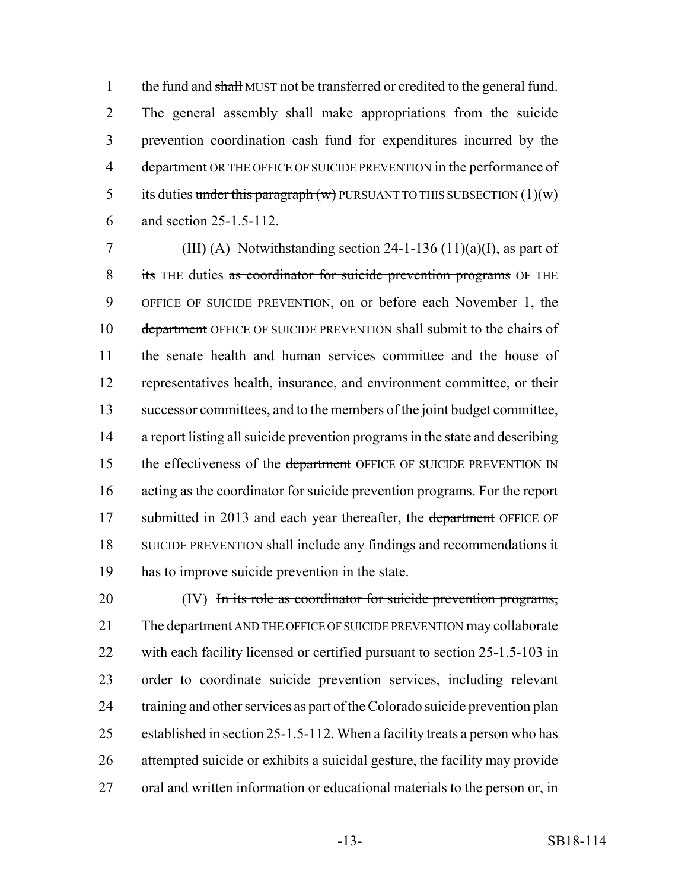the fund and ~~shall~~ MUST not be transferred or credited to the general fund. The general assembly shall make appropriations from the suicide prevention coordination cash fund for expenditures incurred by the department OR THE OFFICE OF SUICIDE PREVENTION in the performance of its duties ~~under this paragraph (w)~~ PURSUANT TO THIS SUBSECTION (1)(w) and section 25-1.5-112.

(III) (A) Notwithstanding section 24-1-136 (11)(a)(I), as part of ~~its~~ THE duties ~~as coordinator for suicide prevention programs~~ OF THE OFFICE OF SUICIDE PREVENTION, on or before each November 1, the ~~department~~ OFFICE OF SUICIDE PREVENTION shall submit to the chairs of the senate health and human services committee and the house of representatives health, insurance, and environment committee, or their successor committees, and to the members of the joint budget committee, a report listing all suicide prevention programs in the state and describing the effectiveness of the ~~department~~ OFFICE OF SUICIDE PREVENTION IN acting as the coordinator for suicide prevention programs. For the report submitted in 2013 and each year thereafter, the ~~department~~ OFFICE OF SUICIDE PREVENTION shall include any findings and recommendations it has to improve suicide prevention in the state.

(IV) ~~In its role as coordinator for suicide prevention programs,~~ The department AND THE OFFICE OF SUICIDE PREVENTION may collaborate with each facility licensed or certified pursuant to section 25-1.5-103 in order to coordinate suicide prevention services, including relevant training and other services as part of the Colorado suicide prevention plan established in section 25-1.5-112. When a facility treats a person who has attempted suicide or exhibits a suicidal gesture, the facility may provide oral and written information or educational materials to the person or, in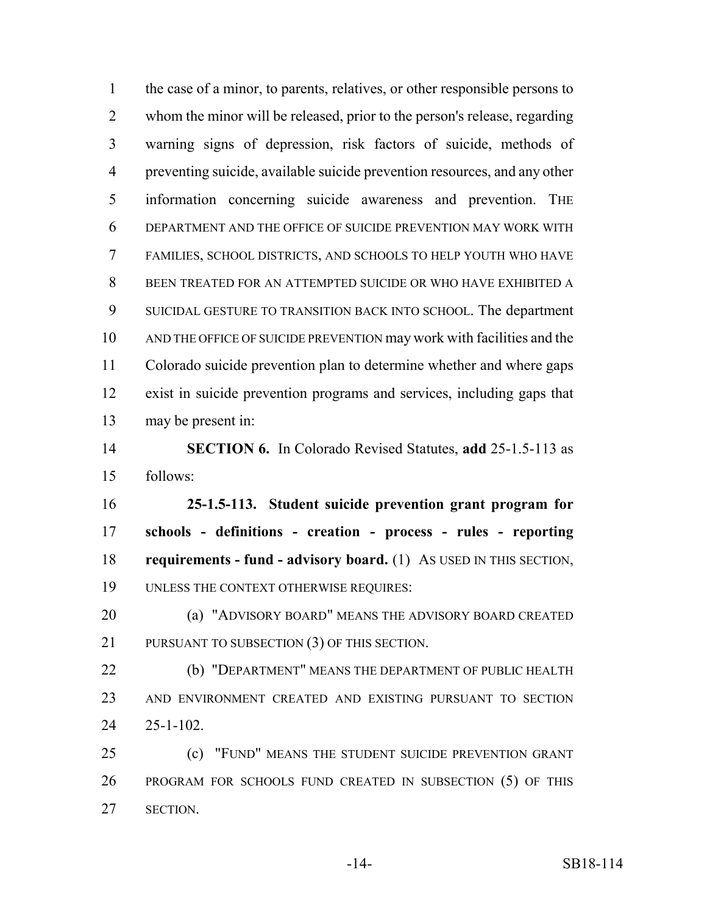the case of a minor, to parents, relatives, or other responsible persons to whom the minor will be released, prior to the person's release, regarding warning signs of depression, risk factors of suicide, methods of preventing suicide, available suicide prevention resources, and any other information concerning suicide awareness and prevention. THE DEPARTMENT AND THE OFFICE OF SUICIDE PREVENTION MAY WORK WITH FAMILIES, SCHOOL DISTRICTS, AND SCHOOLS TO HELP YOUTH WHO HAVE BEEN TREATED FOR AN ATTEMPTED SUICIDE OR WHO HAVE EXHIBITED A SUICIDAL GESTURE TO TRANSITION BACK INTO SCHOOL. The department AND THE OFFICE OF SUICIDE PREVENTION may work with facilities and the Colorado suicide prevention plan to determine whether and where gaps exist in suicide prevention programs and services, including gaps that may be present in:

**SECTION 6.** In Colorado Revised Statutes, **add** 25-1.5-113 as follows:

**25-1.5-113. Student suicide prevention grant program for schools - definitions - creation - process - rules - reporting requirements - fund - advisory board.** (1) AS USED IN THIS SECTION, UNLESS THE CONTEXT OTHERWISE REQUIRES:

(a) "ADVISORY BOARD" MEANS THE ADVISORY BOARD CREATED PURSUANT TO SUBSECTION (3) OF THIS SECTION.

(b) "DEPARTMENT" MEANS THE DEPARTMENT OF PUBLIC HEALTH AND ENVIRONMENT CREATED AND EXISTING PURSUANT TO SECTION 25-1-102.

(c) "FUND" MEANS THE STUDENT SUICIDE PREVENTION GRANT PROGRAM FOR SCHOOLS FUND CREATED IN SUBSECTION (5) OF THIS SECTION.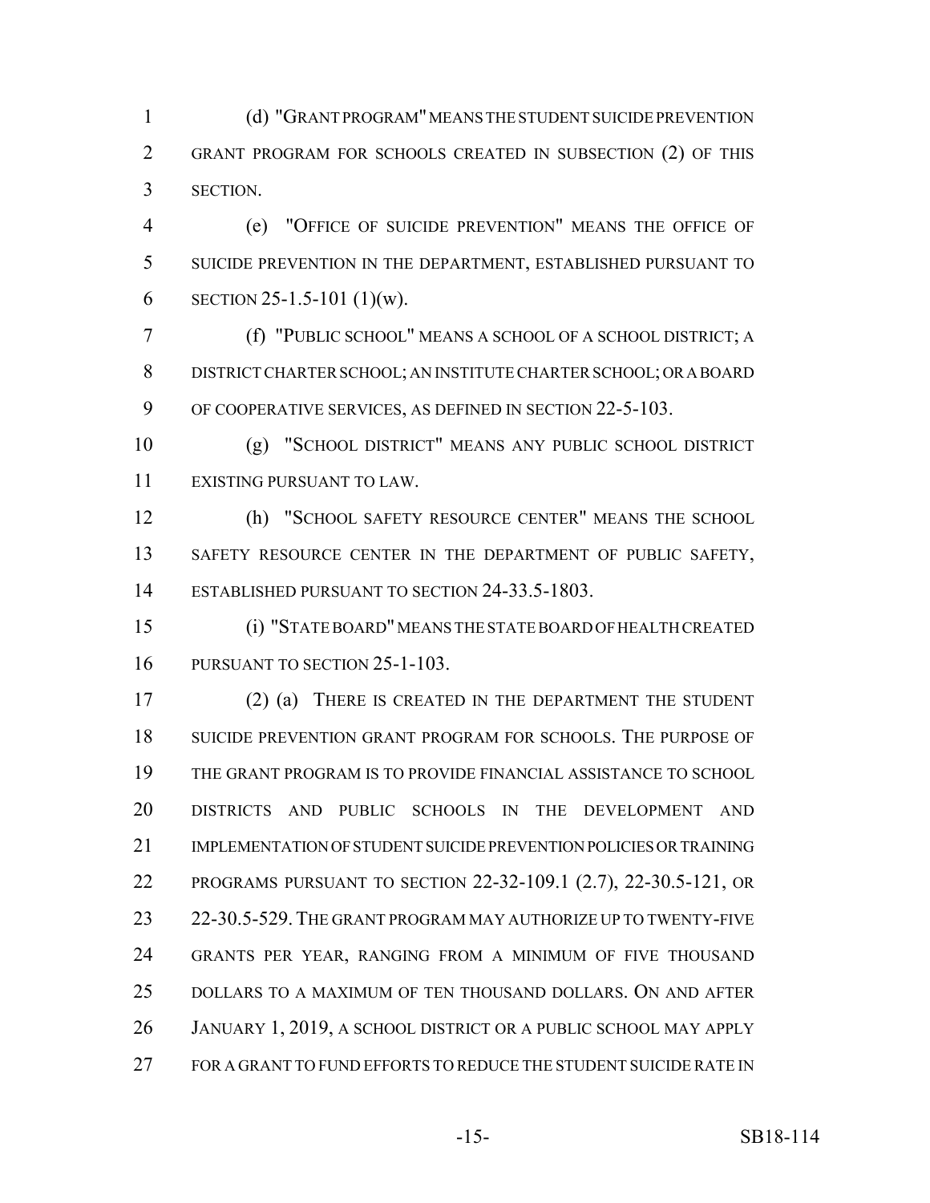(d) "GRANT PROGRAM" MEANS THE STUDENT SUICIDE PREVENTION GRANT PROGRAM FOR SCHOOLS CREATED IN SUBSECTION (2) OF THIS SECTION.

(e) "OFFICE OF SUICIDE PREVENTION" MEANS THE OFFICE OF SUICIDE PREVENTION IN THE DEPARTMENT, ESTABLISHED PURSUANT TO SECTION 25-1.5-101 (1)(w).

(f) "PUBLIC SCHOOL" MEANS A SCHOOL OF A SCHOOL DISTRICT; A DISTRICT CHARTER SCHOOL; AN INSTITUTE CHARTER SCHOOL; OR A BOARD OF COOPERATIVE SERVICES, AS DEFINED IN SECTION 22-5-103.

(g) "SCHOOL DISTRICT" MEANS ANY PUBLIC SCHOOL DISTRICT EXISTING PURSUANT TO LAW.

(h) "SCHOOL SAFETY RESOURCE CENTER" MEANS THE SCHOOL SAFETY RESOURCE CENTER IN THE DEPARTMENT OF PUBLIC SAFETY, ESTABLISHED PURSUANT TO SECTION 24-33.5-1803.

(i) "STATE BOARD" MEANS THE STATE BOARD OF HEALTH CREATED PURSUANT TO SECTION 25-1-103.

(2) (a) THERE IS CREATED IN THE DEPARTMENT THE STUDENT SUICIDE PREVENTION GRANT PROGRAM FOR SCHOOLS. THE PURPOSE OF THE GRANT PROGRAM IS TO PROVIDE FINANCIAL ASSISTANCE TO SCHOOL DISTRICTS AND PUBLIC SCHOOLS IN THE DEVELOPMENT AND IMPLEMENTATION OF STUDENT SUICIDE PREVENTION POLICIES OR TRAINING PROGRAMS PURSUANT TO SECTION 22-32-109.1 (2.7), 22-30.5-121, OR 22-30.5-529. THE GRANT PROGRAM MAY AUTHORIZE UP TO TWENTY-FIVE GRANTS PER YEAR, RANGING FROM A MINIMUM OF FIVE THOUSAND DOLLARS TO A MAXIMUM OF TEN THOUSAND DOLLARS. ON AND AFTER JANUARY 1, 2019, A SCHOOL DISTRICT OR A PUBLIC SCHOOL MAY APPLY FOR A GRANT TO FUND EFFORTS TO REDUCE THE STUDENT SUICIDE RATE IN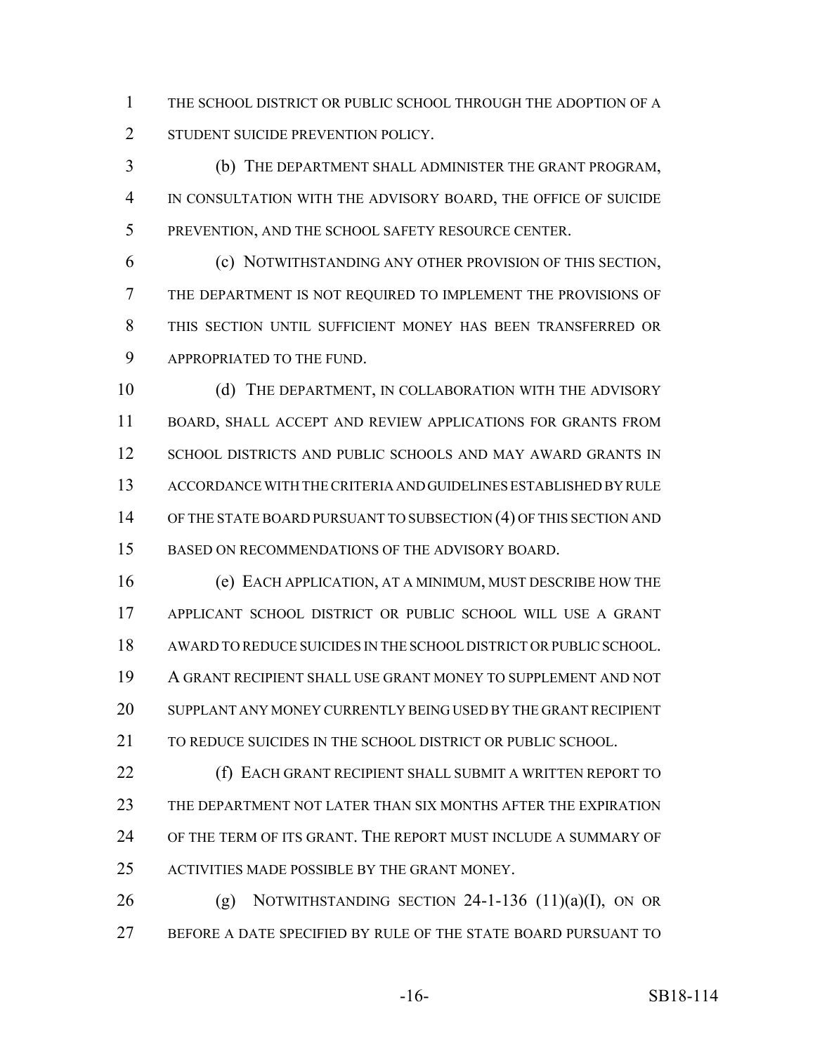THE SCHOOL DISTRICT OR PUBLIC SCHOOL THROUGH THE ADOPTION OF A STUDENT SUICIDE PREVENTION POLICY.

(b) THE DEPARTMENT SHALL ADMINISTER THE GRANT PROGRAM, IN CONSULTATION WITH THE ADVISORY BOARD, THE OFFICE OF SUICIDE PREVENTION, AND THE SCHOOL SAFETY RESOURCE CENTER.

(c) NOTWITHSTANDING ANY OTHER PROVISION OF THIS SECTION, THE DEPARTMENT IS NOT REQUIRED TO IMPLEMENT THE PROVISIONS OF THIS SECTION UNTIL SUFFICIENT MONEY HAS BEEN TRANSFERRED OR APPROPRIATED TO THE FUND.

(d) THE DEPARTMENT, IN COLLABORATION WITH THE ADVISORY BOARD, SHALL ACCEPT AND REVIEW APPLICATIONS FOR GRANTS FROM SCHOOL DISTRICTS AND PUBLIC SCHOOLS AND MAY AWARD GRANTS IN ACCORDANCE WITH THE CRITERIA AND GUIDELINES ESTABLISHED BY RULE OF THE STATE BOARD PURSUANT TO SUBSECTION (4) OF THIS SECTION AND BASED ON RECOMMENDATIONS OF THE ADVISORY BOARD.

(e) EACH APPLICATION, AT A MINIMUM, MUST DESCRIBE HOW THE APPLICANT SCHOOL DISTRICT OR PUBLIC SCHOOL WILL USE A GRANT AWARD TO REDUCE SUICIDES IN THE SCHOOL DISTRICT OR PUBLIC SCHOOL. A GRANT RECIPIENT SHALL USE GRANT MONEY TO SUPPLEMENT AND NOT SUPPLANT ANY MONEY CURRENTLY BEING USED BY THE GRANT RECIPIENT TO REDUCE SUICIDES IN THE SCHOOL DISTRICT OR PUBLIC SCHOOL.

(f) EACH GRANT RECIPIENT SHALL SUBMIT A WRITTEN REPORT TO THE DEPARTMENT NOT LATER THAN SIX MONTHS AFTER THE EXPIRATION OF THE TERM OF ITS GRANT. THE REPORT MUST INCLUDE A SUMMARY OF ACTIVITIES MADE POSSIBLE BY THE GRANT MONEY.

(g) NOTWITHSTANDING SECTION 24-1-136 (11)(a)(I), ON OR BEFORE A DATE SPECIFIED BY RULE OF THE STATE BOARD PURSUANT TO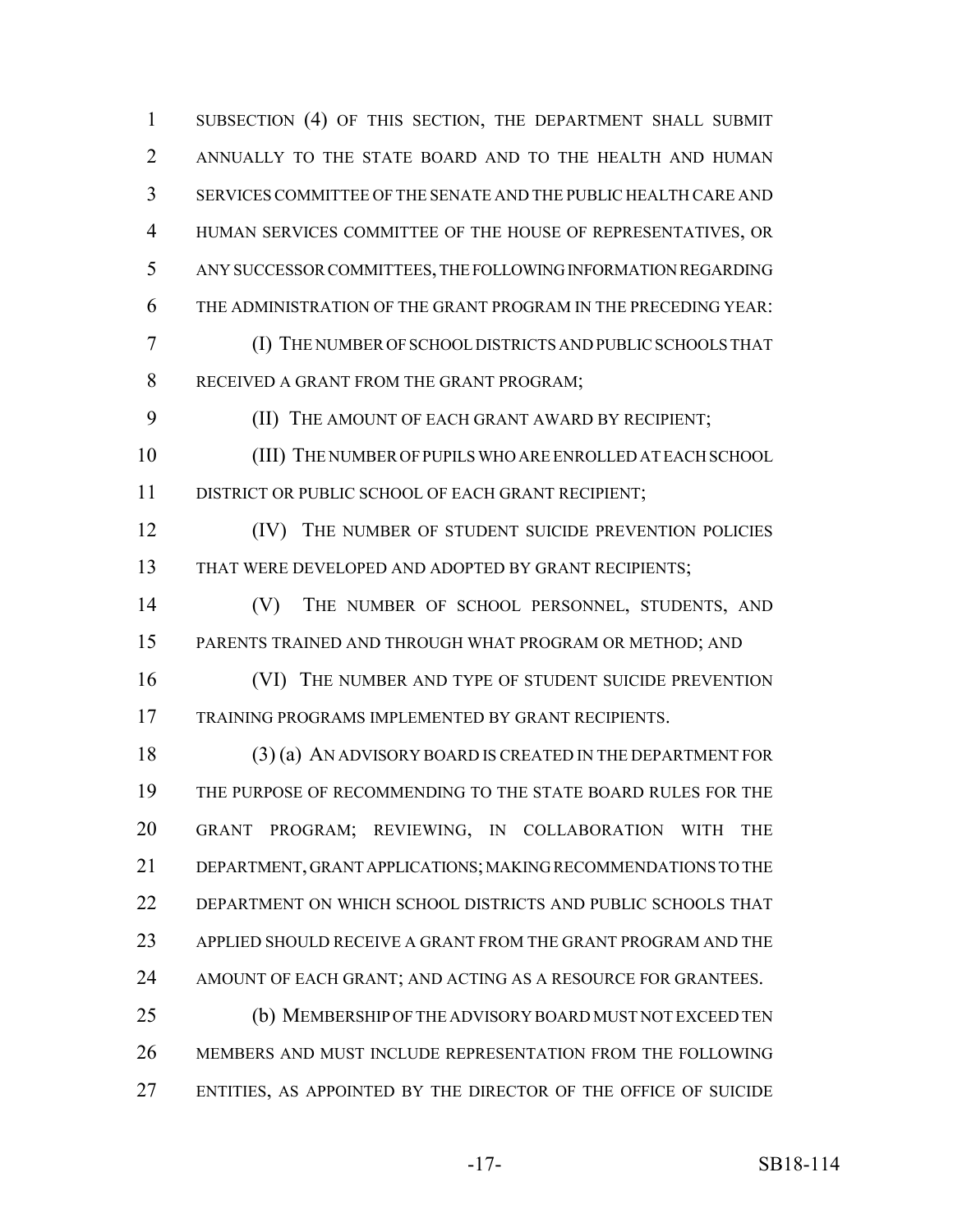SUBSECTION (4) OF THIS SECTION, THE DEPARTMENT SHALL SUBMIT ANNUALLY TO THE STATE BOARD AND TO THE HEALTH AND HUMAN SERVICES COMMITTEE OF THE SENATE AND THE PUBLIC HEALTH CARE AND HUMAN SERVICES COMMITTEE OF THE HOUSE OF REPRESENTATIVES, OR ANY SUCCESSOR COMMITTEES, THE FOLLOWING INFORMATION REGARDING THE ADMINISTRATION OF THE GRANT PROGRAM IN THE PRECEDING YEAR:

(I) THE NUMBER OF SCHOOL DISTRICTS AND PUBLIC SCHOOLS THAT RECEIVED A GRANT FROM THE GRANT PROGRAM;

(II) THE AMOUNT OF EACH GRANT AWARD BY RECIPIENT;

(III) THE NUMBER OF PUPILS WHO ARE ENROLLED AT EACH SCHOOL DISTRICT OR PUBLIC SCHOOL OF EACH GRANT RECIPIENT;

(IV) THE NUMBER OF STUDENT SUICIDE PREVENTION POLICIES THAT WERE DEVELOPED AND ADOPTED BY GRANT RECIPIENTS;

(V) THE NUMBER OF SCHOOL PERSONNEL, STUDENTS, AND PARENTS TRAINED AND THROUGH WHAT PROGRAM OR METHOD; AND

(VI) THE NUMBER AND TYPE OF STUDENT SUICIDE PREVENTION TRAINING PROGRAMS IMPLEMENTED BY GRANT RECIPIENTS.

(3) (a) AN ADVISORY BOARD IS CREATED IN THE DEPARTMENT FOR THE PURPOSE OF RECOMMENDING TO THE STATE BOARD RULES FOR THE GRANT PROGRAM; REVIEWING, IN COLLABORATION WITH THE DEPARTMENT, GRANT APPLICATIONS; MAKING RECOMMENDATIONS TO THE DEPARTMENT ON WHICH SCHOOL DISTRICTS AND PUBLIC SCHOOLS THAT APPLIED SHOULD RECEIVE A GRANT FROM THE GRANT PROGRAM AND THE AMOUNT OF EACH GRANT; AND ACTING AS A RESOURCE FOR GRANTEES.

(b) MEMBERSHIP OF THE ADVISORY BOARD MUST NOT EXCEED TEN MEMBERS AND MUST INCLUDE REPRESENTATION FROM THE FOLLOWING ENTITIES, AS APPOINTED BY THE DIRECTOR OF THE OFFICE OF SUICIDE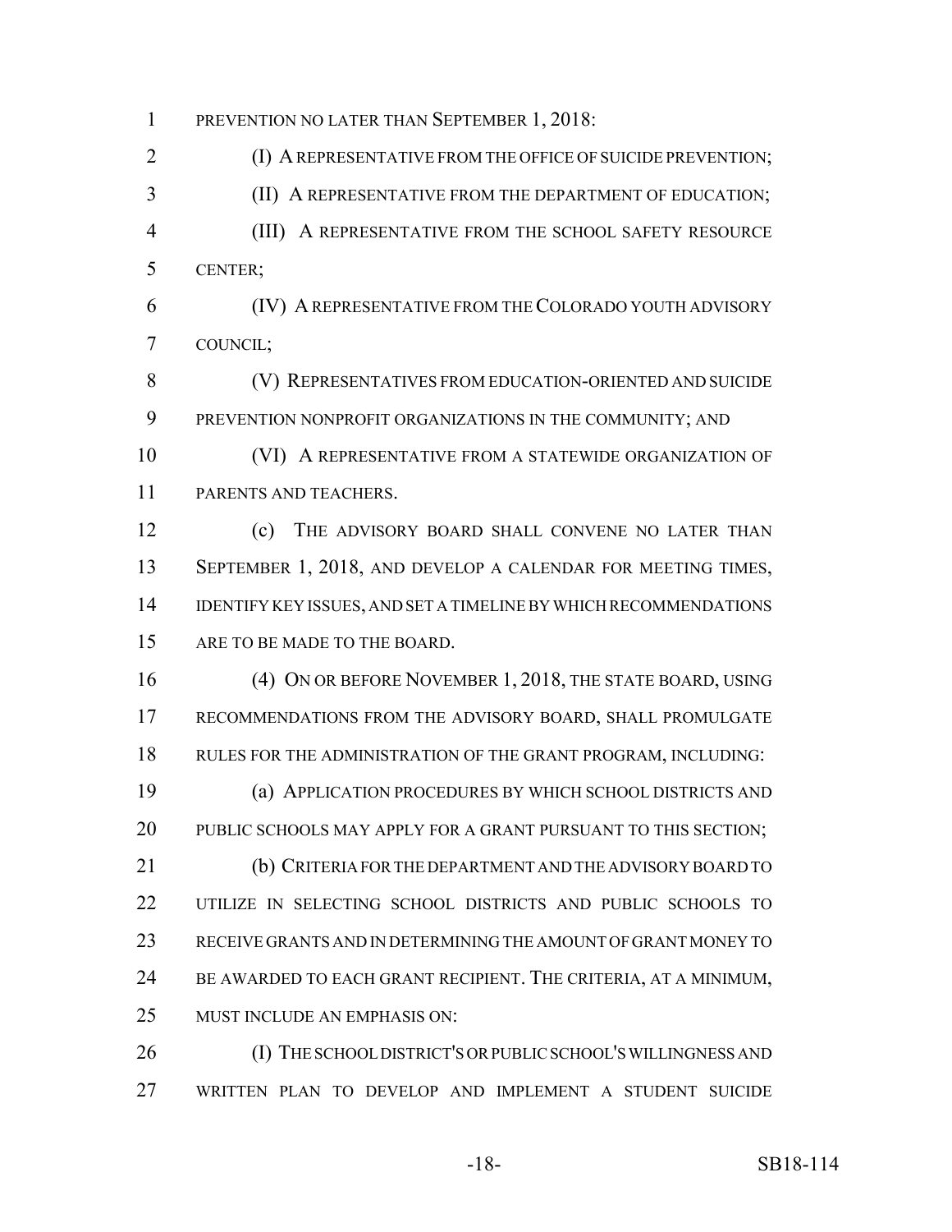PREVENTION NO LATER THAN SEPTEMBER 1, 2018:

(I) A REPRESENTATIVE FROM THE OFFICE OF SUICIDE PREVENTION;

(II) A REPRESENTATIVE FROM THE DEPARTMENT OF EDUCATION;

(III) A REPRESENTATIVE FROM THE SCHOOL SAFETY RESOURCE CENTER;

(IV) A REPRESENTATIVE FROM THE COLORADO YOUTH ADVISORY COUNCIL;

(V) REPRESENTATIVES FROM EDUCATION-ORIENTED AND SUICIDE PREVENTION NONPROFIT ORGANIZATIONS IN THE COMMUNITY; AND

(VI) A REPRESENTATIVE FROM A STATEWIDE ORGANIZATION OF PARENTS AND TEACHERS.

(c) THE ADVISORY BOARD SHALL CONVENE NO LATER THAN SEPTEMBER 1, 2018, AND DEVELOP A CALENDAR FOR MEETING TIMES, IDENTIFY KEY ISSUES, AND SET A TIMELINE BY WHICH RECOMMENDATIONS ARE TO BE MADE TO THE BOARD.

(4) ON OR BEFORE NOVEMBER 1, 2018, THE STATE BOARD, USING RECOMMENDATIONS FROM THE ADVISORY BOARD, SHALL PROMULGATE RULES FOR THE ADMINISTRATION OF THE GRANT PROGRAM, INCLUDING:

(a) APPLICATION PROCEDURES BY WHICH SCHOOL DISTRICTS AND PUBLIC SCHOOLS MAY APPLY FOR A GRANT PURSUANT TO THIS SECTION;

(b) CRITERIA FOR THE DEPARTMENT AND THE ADVISORY BOARD TO UTILIZE IN SELECTING SCHOOL DISTRICTS AND PUBLIC SCHOOLS TO RECEIVE GRANTS AND IN DETERMINING THE AMOUNT OF GRANT MONEY TO BE AWARDED TO EACH GRANT RECIPIENT. THE CRITERIA, AT A MINIMUM, MUST INCLUDE AN EMPHASIS ON:

(I) THE SCHOOL DISTRICT'S OR PUBLIC SCHOOL'S WILLINGNESS AND WRITTEN PLAN TO DEVELOP AND IMPLEMENT A STUDENT SUICIDE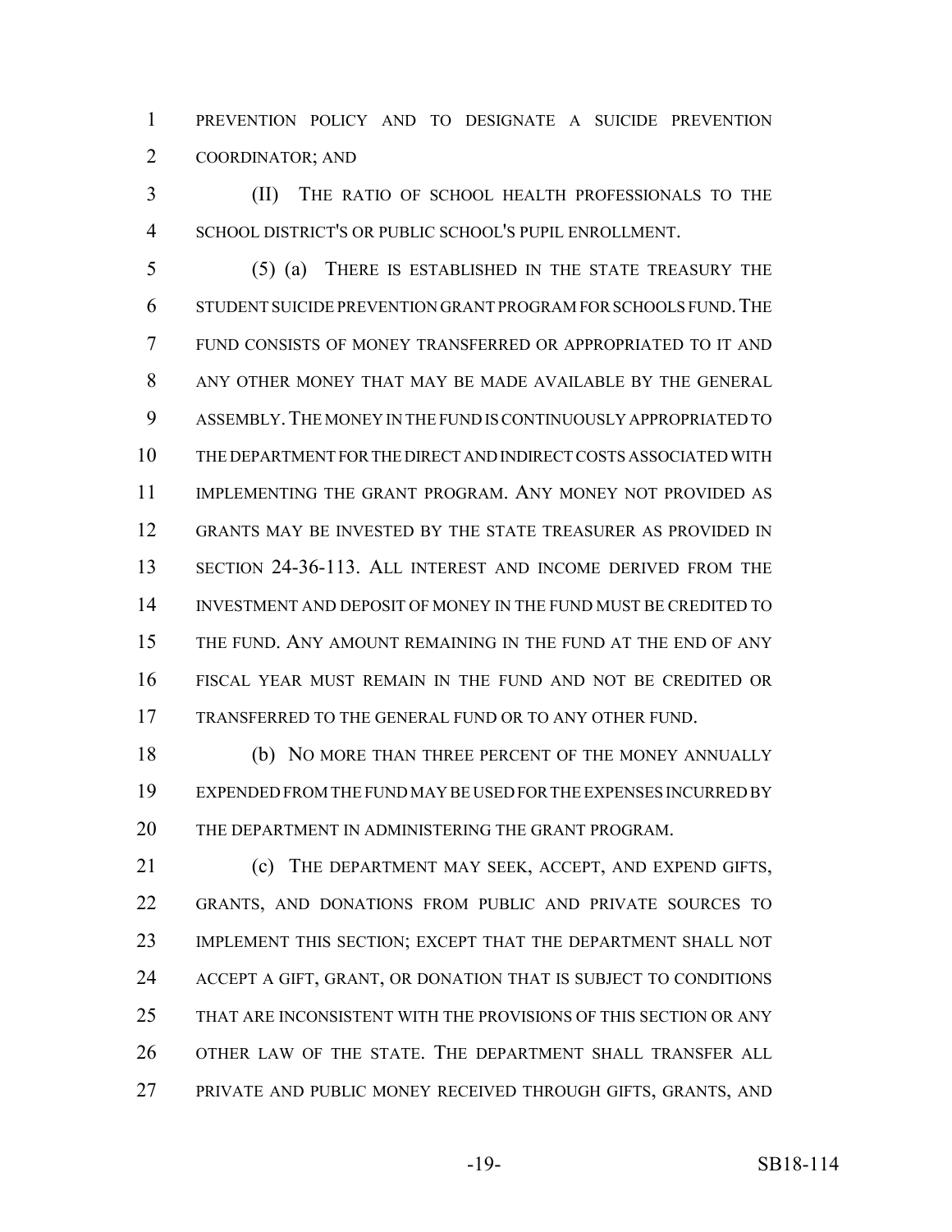PREVENTION POLICY AND TO DESIGNATE A SUICIDE PREVENTION COORDINATOR; AND

(II) THE RATIO OF SCHOOL HEALTH PROFESSIONALS TO THE SCHOOL DISTRICT'S OR PUBLIC SCHOOL'S PUPIL ENROLLMENT.

(5) (a) THERE IS ESTABLISHED IN THE STATE TREASURY THE STUDENT SUICIDE PREVENTION GRANT PROGRAM FOR SCHOOLS FUND. THE FUND CONSISTS OF MONEY TRANSFERRED OR APPROPRIATED TO IT AND ANY OTHER MONEY THAT MAY BE MADE AVAILABLE BY THE GENERAL ASSEMBLY. THE MONEY IN THE FUND IS CONTINUOUSLY APPROPRIATED TO THE DEPARTMENT FOR THE DIRECT AND INDIRECT COSTS ASSOCIATED WITH IMPLEMENTING THE GRANT PROGRAM. ANY MONEY NOT PROVIDED AS GRANTS MAY BE INVESTED BY THE STATE TREASURER AS PROVIDED IN SECTION 24-36-113. ALL INTEREST AND INCOME DERIVED FROM THE INVESTMENT AND DEPOSIT OF MONEY IN THE FUND MUST BE CREDITED TO THE FUND. ANY AMOUNT REMAINING IN THE FUND AT THE END OF ANY FISCAL YEAR MUST REMAIN IN THE FUND AND NOT BE CREDITED OR TRANSFERRED TO THE GENERAL FUND OR TO ANY OTHER FUND.

(b) NO MORE THAN THREE PERCENT OF THE MONEY ANNUALLY EXPENDED FROM THE FUND MAY BE USED FOR THE EXPENSES INCURRED BY THE DEPARTMENT IN ADMINISTERING THE GRANT PROGRAM.

(c) THE DEPARTMENT MAY SEEK, ACCEPT, AND EXPEND GIFTS, GRANTS, AND DONATIONS FROM PUBLIC AND PRIVATE SOURCES TO IMPLEMENT THIS SECTION; EXCEPT THAT THE DEPARTMENT SHALL NOT ACCEPT A GIFT, GRANT, OR DONATION THAT IS SUBJECT TO CONDITIONS THAT ARE INCONSISTENT WITH THE PROVISIONS OF THIS SECTION OR ANY OTHER LAW OF THE STATE. THE DEPARTMENT SHALL TRANSFER ALL PRIVATE AND PUBLIC MONEY RECEIVED THROUGH GIFTS, GRANTS, AND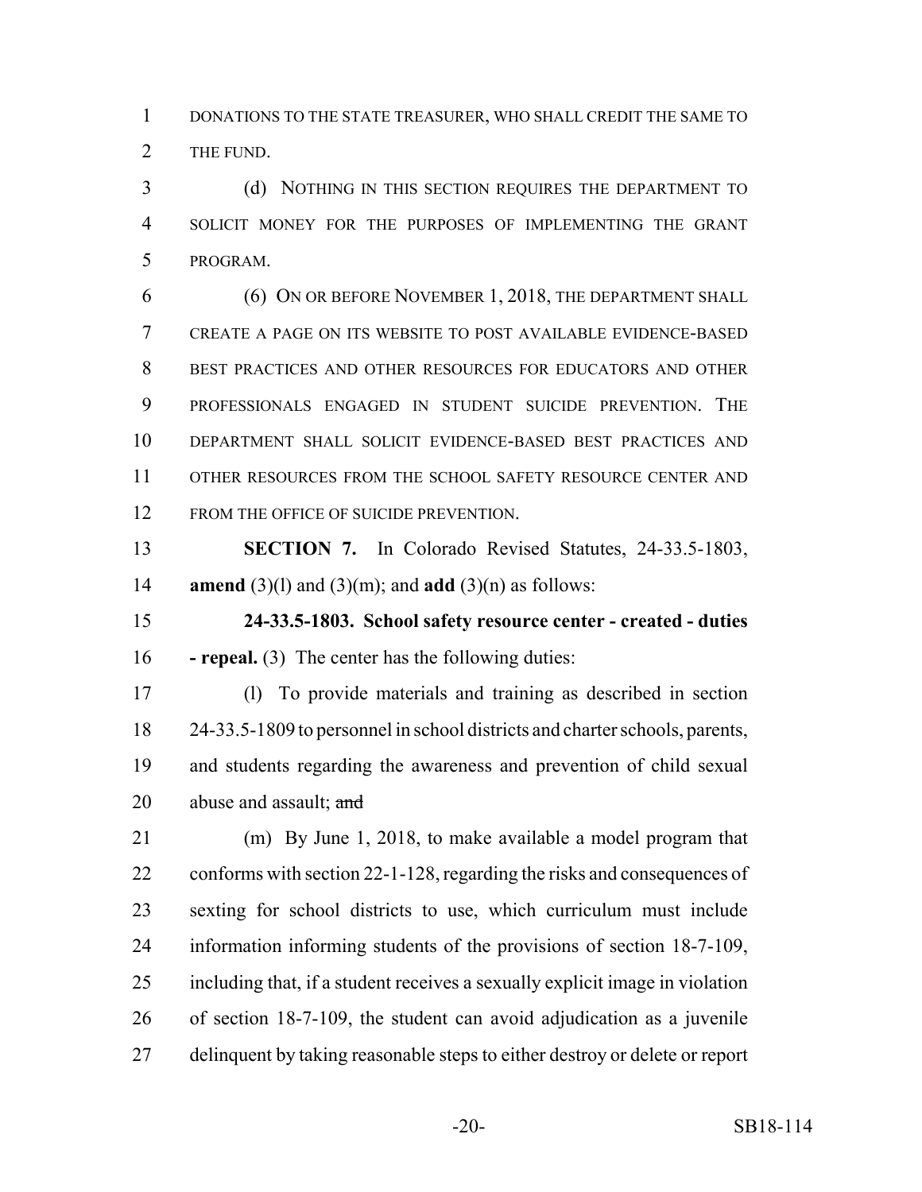DONATIONS TO THE STATE TREASURER, WHO SHALL CREDIT THE SAME TO THE FUND.

(d) NOTHING IN THIS SECTION REQUIRES THE DEPARTMENT TO SOLICIT MONEY FOR THE PURPOSES OF IMPLEMENTING THE GRANT PROGRAM.

(6) ON OR BEFORE NOVEMBER 1, 2018, THE DEPARTMENT SHALL CREATE A PAGE ON ITS WEBSITE TO POST AVAILABLE EVIDENCE-BASED BEST PRACTICES AND OTHER RESOURCES FOR EDUCATORS AND OTHER PROFESSIONALS ENGAGED IN STUDENT SUICIDE PREVENTION. THE DEPARTMENT SHALL SOLICIT EVIDENCE-BASED BEST PRACTICES AND OTHER RESOURCES FROM THE SCHOOL SAFETY RESOURCE CENTER AND FROM THE OFFICE OF SUICIDE PREVENTION.

**SECTION 7.** In Colorado Revised Statutes, 24-33.5-1803, **amend** (3)(l) and (3)(m); and **add** (3)(n) as follows:

**24-33.5-1803. School safety resource center - created - duties - repeal.** (3) The center has the following duties:

(l) To provide materials and training as described in section 24-33.5-1809 to personnel in school districts and charter schools, parents, and students regarding the awareness and prevention of child sexual abuse and assault; ~~and~~

(m) By June 1, 2018, to make available a model program that conforms with section 22-1-128, regarding the risks and consequences of sexting for school districts to use, which curriculum must include information informing students of the provisions of section 18-7-109, including that, if a student receives a sexually explicit image in violation of section 18-7-109, the student can avoid adjudication as a juvenile delinquent by taking reasonable steps to either destroy or delete or report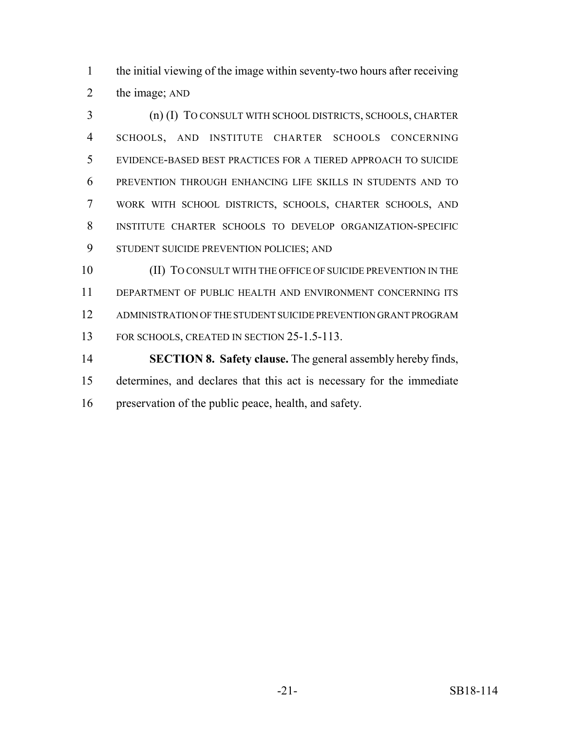the initial viewing of the image within seventy-two hours after receiving the image; AND

(n) (I) TO CONSULT WITH SCHOOL DISTRICTS, SCHOOLS, CHARTER SCHOOLS, AND INSTITUTE CHARTER SCHOOLS CONCERNING EVIDENCE-BASED BEST PRACTICES FOR A TIERED APPROACH TO SUICIDE PREVENTION THROUGH ENHANCING LIFE SKILLS IN STUDENTS AND TO WORK WITH SCHOOL DISTRICTS, SCHOOLS, CHARTER SCHOOLS, AND INSTITUTE CHARTER SCHOOLS TO DEVELOP ORGANIZATION-SPECIFIC STUDENT SUICIDE PREVENTION POLICIES; AND

(II) TO CONSULT WITH THE OFFICE OF SUICIDE PREVENTION IN THE DEPARTMENT OF PUBLIC HEALTH AND ENVIRONMENT CONCERNING ITS ADMINISTRATION OF THE STUDENT SUICIDE PREVENTION GRANT PROGRAM FOR SCHOOLS, CREATED IN SECTION 25-1.5-113.

**SECTION 8. Safety clause.** The general assembly hereby finds, determines, and declares that this act is necessary for the immediate preservation of the public peace, health, and safety.